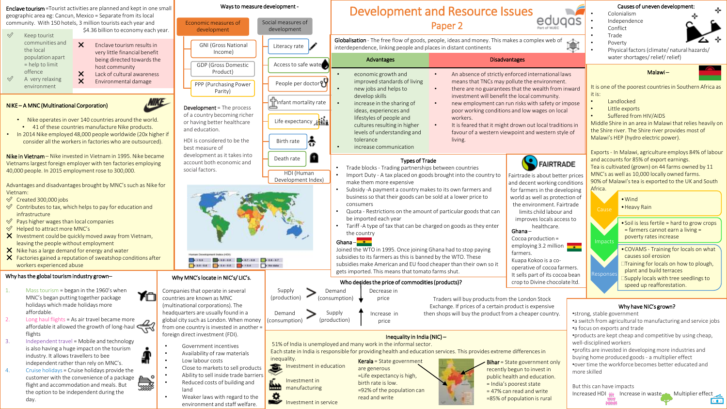# Development and Resource Issues

## Paper 2

## Enclave tourism

**Enclave tourism** = Tourist activities are planned and kept in one small geographic area eg: Cancun, Mexico = Separate from its local community. With 150 hotels, 3 million tourists each year and $4.36 billion to economy each year.

| Advantages | Disadvantages |
|---|---|
| ✓ Keep tourist communities and the local population apart = help to limit offence | ✗ Enclave tourism results in very little financial benefit being directed towards the host community |
| ✓ A very relaxing environment | ✗ Lack of cultural awareness |
| | ✗ Environmental damage |

## NIKE – A MNC (Multinational Corporation)

- Nike operates in over 140 countries around the world.
  - 41 of these countries manufacture Nike products.
- In 2014 Nike employed 48,000 people worldwide (20x higher if consider all the workers in factories who are outsourced).

**Nike in Vietnam** – Nike invested in Vietnam in 1995. Nike became Vietnams largest foreign employer with ten factories employing 40,000 people. In 2015 employment rose to 300,000.

Advantages and disadvantages brought by MNC's such as Nike for Vietnam:

- ✓ Created 300,000 jobs
- ✓ Contributes to tax, which helps to pay for education and infrastructure
- ✓ Pays higher wages than local companies
- ✓ Helped to attract more MNC's
- ✗ Investment could be quickly moved away from Vietnam, leaving the people without employment
- ✗ Nike has a large demand for energy and water
- ✗ Factories gained a reputation of sweatshop conditions after workers experienced abuse

## Why has the global tourism industry grown–

1. Mass tourism = began in the 1960's when MNC's began putting together package holidays which made holidays more affordable.
2. Long haul flights = As air travel became more affordable it allowed the growth of long-haul flights
3. Independent travel = Mobile and technology is also having a huge impact on the tourism industry. It allows travellers to be independent rather than rely on MNC's.
4. Cruise holidays = Cruise holidays provide the customer with the convenience of a package flight and accommodation and meals. But the option to be independent during the day.

## Ways to measure development -

| Economic measures of development | Social measures of development |
|---|---|
| GNI (Gross National Income) | Literacy rate |
| GDP (Gross Domestic Product) | Access to safe water |
| PPP (Purchasing Power Parity) | People per doctor |
| | Infant mortality rate |
| | Life expectancy |
| | Birth rate |
| | Death rate |
| | HDI (Human Development Index) |

**Development** = The process of a country becoming richer or having better healthcare and education.

HDI is considered to be the best measure of development as it takes into account both economic and social factors.

Human Development Index (HDI)

## Why MNC's locate in NIC's/ LIC's.

Companies that operate in several countries are known as MNC (multinational corporations). The headquarters are usually found in a global city such as London. When money from one country is invested in another = foreign direct investment (FDI).

- Government incentives
- Availability of raw materials
- Low labour costs
- Close to markets to sell products
- Ability to sell inside trade barriers
- Reduced costs of building and land
- Weaker laws with regard to the environment and staff welfare.

## Globalisation

**Globalisation** - The free flow of goods, people, ideas and money. This makes a complex web of interdependence, linking people and places in distant continents

| Advantages | Disadvantages |
|---|---|
| • economic growth and improved standards of living<br>• new jobs and helps to develop skills<br>• increase in the sharing of ideas, experiences and lifestyles of people and cultures resulting in higher levels of understanding and tolerance<br>• increase communication | • An absence of strictly enforced international laws means that TNCs may pollute the environment.<br>• there are no guarantees that the wealth from inward investment will benefit the local community.<br>• new employment can run risks with safety or impose poor working conditions and low wages on local workers.<br>• It is feared that it might drown out local traditions in favour of a western viewpoint and western style of living. |

## Types of Trade

- Trade blocks - Trading partnerships between countries
- Import Duty - A tax placed on goods brought into the country to make them more expensive
- Subsidy -A payment a country makes to its own farmers and business so that their goods can be sold at a lower price to consumers
- Quota - Restrictions on the amount of particular goods that can be imported each year
- Tariff -A type of tax that can be charged on goods as they enter the country

**Ghana** – Joined the WTO in 1995. Once joining Ghana had to stop paying subsidies to its farmers as this is banned by the WTO. These subsidies make American and EU food cheaper than their own so it gets imported. This means that tomato farms shut.

## FAIRTRADE

Fairtrade is about better prices and decent working conditions for farmers in the developing world as well as protection of the environment. Fairtrade limits child labour and improves locals access to healthcare.

**Ghana** – Cocoa production = employing 3.2 million farmers. Kuapa Kokoo is a co-operative of cocoa farmers. It sells part of its cocoa bean crop to Divine chocolate ltd.

## Who decides the price of commodities (products)?

Supply (production) > Demand (consumption) → Decrease in price

Demand (consumption) > Supply (production) → Increase in price

Traders will buy products from the London Stock Exchange. If prices of a certain product is expensive then shops will buy the product from a cheaper country.

## Inequality in India (NIC) –

51% of India is unemployed and many work in the informal sector.

Each state in India is responsible for providing health and education services. This provides extreme differences in inequality.

- Investment in education
- Investment in manufacturing
- Investment in service

**Kerala** = State government are generous =Life expectancy is high, birth rate is low. =92% of the population can read and write

**Bihar** = State government only recently begun to invest in public health and education. = India's poorest state =47% can read and write =85% of population is rural

## Causes of uneven development:

- Colonialism
- Independence
- Conflict
- Trade
- Poverty
- Physical factors (climate/ natural hazards/ water shortages/ relief/ relief)

## Malawi –

It is one of the poorest countries in Southern Africa as it is:

- Landlocked
- Little exports
- Suffered from HIV/AIDS

Middle Shire in an area in Malawi that relies heavily on the Shire river. The Shire river provides most of Malawi's HEP (hydro electric power).

Exports - In Malawi, agriculture employs 84% of labour and accounts for 85% of export earnings.
Tea is cultivated (grown) on 44 farms owned by 11 MNC's as well as 10,000 locally owned farms.
90% of Malawi's tea is exported to the UK and South Africa.

| | |
|---|---|
| Cause | • Wind<br>• Heavy Rain |
| Impacts | • Soil is less fertile = hard to grow crops = farmers cannot earn a living = poverty rates increase |
| Responses | • COVAMS - Training for locals on what causes soil erosion<br>Training for locals on how to plough, plant and build terraces<br>Supply locals with tree seedlings to speed up reafforestation. |

## Why have NIC's grown?

- strong, stable government
- a switch from agricultural to manufacturing and service jobs
- a focus on exports and trade
- products are kept cheap and competitive by using cheap, well-disciplined workers
- profits are invested in developing more industries and buying home produced goods - a multiplier effect
- over time the workforce becomes better educated and more skilled

But this can have impacts

Increased HDI   Increase in waste   Multiplier effect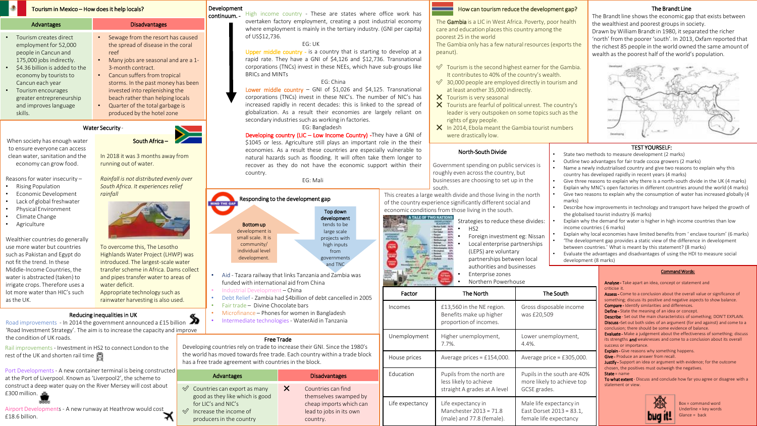## Tourism in Mexico – How does it help locals?

| Advantages | Disadvantages |
| --- | --- |
| Tourism creates direct employment for 52,000 people in Cancun and 175,000 jobs indirectly. $4.36 billion is added to the economy by tourists to Cancun each year. Tourism encourages greater entrepreneurship and improves language skills. | Sewage from the resort has caused the spread of disease in the coral reef. Many jobs are seasonal and are a 1-3-month contract. Cancun suffers from tropical storms. In the past money has been invested into replenishing the beach rather than helping locals. Quarter of the total garbage is produced by the hotel zone |

## Water Security -

When society has enough water to ensure everyone can access clean water, sanitation and the economy can grow food.

Reasons for water insecurity –

- Rising Population
- Economic Development
- Lack of global freshwater
- Physical Environment
- Climate Change
- Agriculture

Wealthier countries do generally use more water but countries such as Pakistan and Egypt do not fit the trend. In these Middle-Income Countries, the water is abstracted (taken) to irrigate crops. Therefore uses a lot more water than HIC's such as the UK.

### South Africa –

In 2018 it was 3 months away from running out of water.

*Rainfall is not distributed evenly over South Africa. It experiences relief rainfall*

To overcome this, The Lesotho Highlands Water Project (LHWP) was introduced. The largest-scale water transfer scheme in Africa. Dams collect and pipes transfer water to areas of water deficit.
Appropriate technology such as rainwater harvesting is also used.

## Reducing inequalities in UK

Road improvements - In 2014 the government announced a £15 billion 'Road Investment Strategy'. The aim is to increase the capacity and improve the condition of UK roads.

Rail improvements - Investment in HS2 to connect London to the rest of the UK and shorten rail time

Port Developments - A new container terminal is being constructed at the Port of Liverpool. Known as 'Liverpool2', the scheme to construct a deep water quay on the River Mersey will cost about £300 million.

Airport Developments - A new runway at Heathrow would cost £18.6 billion.

## Development continuum. -

High income country - These are states where office work has overtaken factory employment, creating a post industrial economy where employment is mainly in the tertiary industry. (GNI per capita) of US$12,736.

EG: UK

Upper middle country - is a country that is starting to develop at a rapid rate. They have a GNI of $4,126 and $12,736. Transnational corporations (TNCs) invest in these NEEs, which have sub-groups like BRICs and MINTs

EG: China

Lower middle country – GNI of $1,026 and $4,125. Transnational corporations (TNCs) invest in these NIC's. The number of NIC's has increased rapidly in recent decades: this is linked to the spread of globalization. As a result their economies are largely reliant on secondary industries such as working in factories.

EG: Bangladesh

Developing country (LIC – Low Income Country) -They have a GNI of $1045 or less. Agriculture still plays an important role in the their economies. As a result these countries are especially vulnerable to natural hazards such as flooding. It will often take them longer to recover as they do not have the economic support within their country.

EG: Mali

## Responding to the development gap

**Bottom up** development is small scale. It is community/ individual level development.

**Top down development** tends to be large scale projects with high inputs from governments and TNC

- Aid - Tazara railway that links Tanzania and Zambia was funded with international aid from China
- Industrial Development – China
- Debt Relief - Zambia had $4billion of debt cancelled in 2005
- Fair trade – Divine Chocolate bars
- Microfinance – Phones for women in Bangladesh
- Intermediate technologies – WaterAid in Tanzania

## Free Trade

Developing countries rely on trade to increase their GNI. Since the 1980's the world has moved towards free trade. Each country within a trade block has a free trade agreement with countries in the block.

| Advantages | Disadvantages |
| --- | --- |
| ✓ Countries can export as many good as they like which is good for LIC's and NIC's<br>✓ Increase the income of producers in the country | ✗ Countries can find themselves swamped by cheap imports which can lead to jobs in its own country. |

## How can tourism reduce the development gap?

The **Gambia** is a LIC in West Africa. Poverty, poor health care and education places this country among the poorest 25 in the world
The Gambia only has a few natural resources (exports the peanut).

- ✓ Tourism is the second highest earner for the Gambia. It contributes to 40% of the country's wealth.
- ✓ 30,000 people are employed directly in tourism and at least another 35,000 indirectly.
- ✗ Tourism is very seasonal
- ✗ Tourists are fearful of political unrest. The country's leader is very outspoken on some topics such as the rights of gay people.
- ✗ In 2014, Ebola meant the Gambia tourist numbers were drastically low.

## The Brandt Line

The Brandt line shows the economic gap that exists between the wealthiest and poorest groups in society.
Drawn by William Brandt in 1980, it separated the richer 'north' from the poorer 'south'. In 2013, Oxfam reported that the richest 85 people in the world owned the same amount of wealth as the poorest half of the world's population.

Developed
Developing

## North-South Divide

Government spending on public services is roughly even across the country, but businesses are choosing to set up in the south.

This creates a large wealth divide and those living in the north of the country experience significantly different social and economic conditions from those living in the south.

Strategies to reduce these divides:

- HS2
- Foreign investment eg: Nissan
- Local enterprise partnerships (LEPS) are voluntary partnerships between local authorities and businesses
- Enterprise zones
- Northern Powerhouse

| Factor | The North | The South |
| --- | --- | --- |
| Incomes | £13,560 in the NE region. Benefits make up higher proportion of incomes. | Gross disposable income was £20,509 |
| Unemployment | Higher unemployment, 7.7%. | Lower unemployment, 4.4%. |
| House prices | Average prices = £154,000. | Average price = £305,000. |
| Education | Pupils from the north are less likely to achieve straight A grades at A level | Pupils in the south are 40% more likely to achieve top GCSE grades. |
| Life expectancy | Life expectancy in Manchester 2013 = 71.8 (male) and 77.8 (female). | Male life expectancy in East Dorset 2013 = 83.1, female life expectancy |

## TEST YOURSELF:

- State two methods to measure development (2 marks)
- Outline two advantages for fair trade cocoa growers (2 marks)
- Name a newly industrialised country and give two reasons to explain why this country has developed rapidly in recent years (4 marks)
- Give three reasons to explain why there is a north-south divide in the UK (4 marks)
- Explain why MNC's open factories in different countries around the world (4 marks)
- Give two reasons to explain why the consumption of water has increased globally (4 marks)
- Describe how improvements in technology and transport have helped the growth of the globalised tourist industry (6 marks)
- Explain why the demand for water is higher in high income countries than low income countries ( 6 marks)
- Explain why local economies have limited benefits from ' enclave tourism' (6 marks)
- 'The development gap provides a static view of the difference in development between countries.' What is meant by this statement? (8 marks)
- Evaluate the advantages and disadvantages of using the HDI to measure social development (8 marks)

### Command Words:

**Analyse** - Take apart an idea, concept or statement and criticise it.
**Assess** - Come to a conclusion about the overall value or significance of something; discuss its positive and negative aspects to show balance.
**Compare** - Identify similarities and differences.
**Define** - State the meaning of an idea or concept.
**Describe** - Set out the main characteristics of something; DON'T EXPLAIN.
**Discuss** - Set out both sides of an argument (for and against) and come to a conclusion; there should be some evidence of balance.
**Evaluate** - Make a judgement about the effectiveness of something; discuss its strengths and weaknesses and come to a conclusion about its overall success or importance.
**Explain** - Give reasons why something happens.
**Give** - Produce an answer from recall.
**Justify** - Support an idea or argument with evidence; for the outcome chosen, the positives must outweigh the negatives.
**State** = name
**To what extent** - Discuss and conclude how far you agree or disagree with a statement or view.

Box = command word
Underline = key words
Glance = back